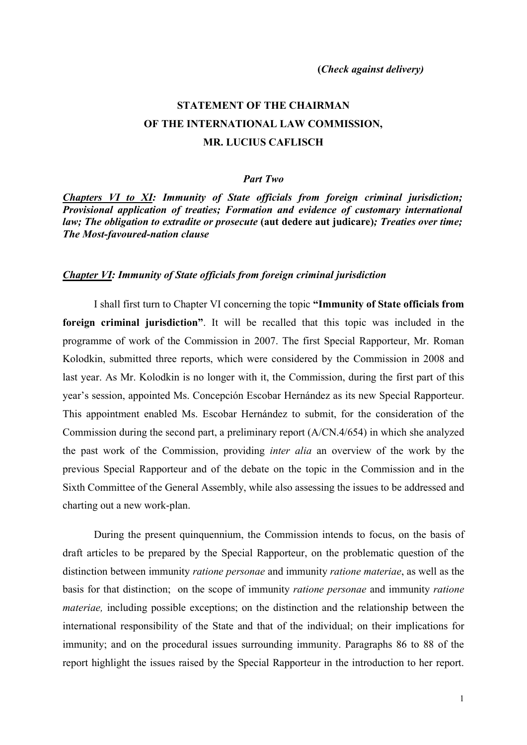**(*Check against delivery)***

# STATEMENT OF THE CHAIRMAN OF THE INTERNATIONAL LAW COMMISSION, MR. LUCIUS CAFLISCH

***Part Two***

***Chapters VI to XI: Immunity of State officials from foreign criminal jurisdiction; Provisional application of treaties; Formation and evidence of customary international law; The obligation to extradite or prosecute* (aut dedere aut judicare)*; Treaties over time; The Most-favoured-nation clause***

## *Chapter VI: Immunity of State officials from foreign criminal jurisdiction*

I shall first turn to Chapter VI concerning the topic **"Immunity of State officials from foreign criminal jurisdiction"**. It will be recalled that this topic was included in the programme of work of the Commission in 2007. The first Special Rapporteur, Mr. Roman Kolodkin, submitted three reports, which were considered by the Commission in 2008 and last year. As Mr. Kolodkin is no longer with it, the Commission, during the first part of this year's session, appointed Ms. Concepción Escobar Hernández as its new Special Rapporteur. This appointment enabled Ms. Escobar Hernández to submit, for the consideration of the Commission during the second part, a preliminary report (A/CN.4/654) in which she analyzed the past work of the Commission, providing *inter alia* an overview of the work by the previous Special Rapporteur and of the debate on the topic in the Commission and in the Sixth Committee of the General Assembly, while also assessing the issues to be addressed and charting out a new work-plan.

During the present quinquennium, the Commission intends to focus, on the basis of draft articles to be prepared by the Special Rapporteur, on the problematic question of the distinction between immunity *ratione personae* and immunity *ratione materiae*, as well as the basis for that distinction; on the scope of immunity *ratione personae* and immunity *ratione materiae,* including possible exceptions; on the distinction and the relationship between the international responsibility of the State and that of the individual; on their implications for immunity; and on the procedural issues surrounding immunity. Paragraphs 86 to 88 of the report highlight the issues raised by the Special Rapporteur in the introduction to her report.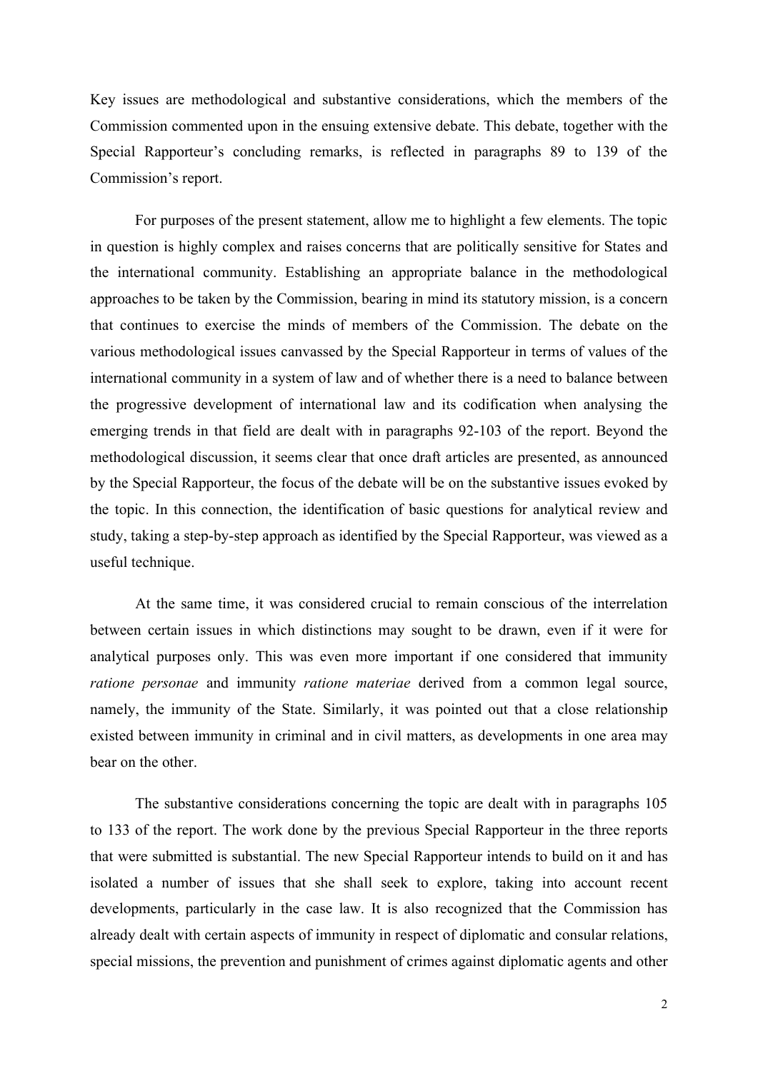Key issues are methodological and substantive considerations, which the members of the Commission commented upon in the ensuing extensive debate. This debate, together with the Special Rapporteur's concluding remarks, is reflected in paragraphs 89 to 139 of the Commission's report.

For purposes of the present statement, allow me to highlight a few elements. The topic in question is highly complex and raises concerns that are politically sensitive for States and the international community. Establishing an appropriate balance in the methodological approaches to be taken by the Commission, bearing in mind its statutory mission, is a concern that continues to exercise the minds of members of the Commission. The debate on the various methodological issues canvassed by the Special Rapporteur in terms of values of the international community in a system of law and of whether there is a need to balance between the progressive development of international law and its codification when analysing the emerging trends in that field are dealt with in paragraphs 92-103 of the report. Beyond the methodological discussion, it seems clear that once draft articles are presented, as announced by the Special Rapporteur, the focus of the debate will be on the substantive issues evoked by the topic. In this connection, the identification of basic questions for analytical review and study, taking a step-by-step approach as identified by the Special Rapporteur, was viewed as a useful technique.

At the same time, it was considered crucial to remain conscious of the interrelation between certain issues in which distinctions may sought to be drawn, even if it were for analytical purposes only. This was even more important if one considered that immunity *ratione personae* and immunity *ratione materiae* derived from a common legal source, namely, the immunity of the State. Similarly, it was pointed out that a close relationship existed between immunity in criminal and in civil matters, as developments in one area may bear on the other.

The substantive considerations concerning the topic are dealt with in paragraphs 105 to 133 of the report. The work done by the previous Special Rapporteur in the three reports that were submitted is substantial. The new Special Rapporteur intends to build on it and has isolated a number of issues that she shall seek to explore, taking into account recent developments, particularly in the case law. It is also recognized that the Commission has already dealt with certain aspects of immunity in respect of diplomatic and consular relations, special missions, the prevention and punishment of crimes against diplomatic agents and other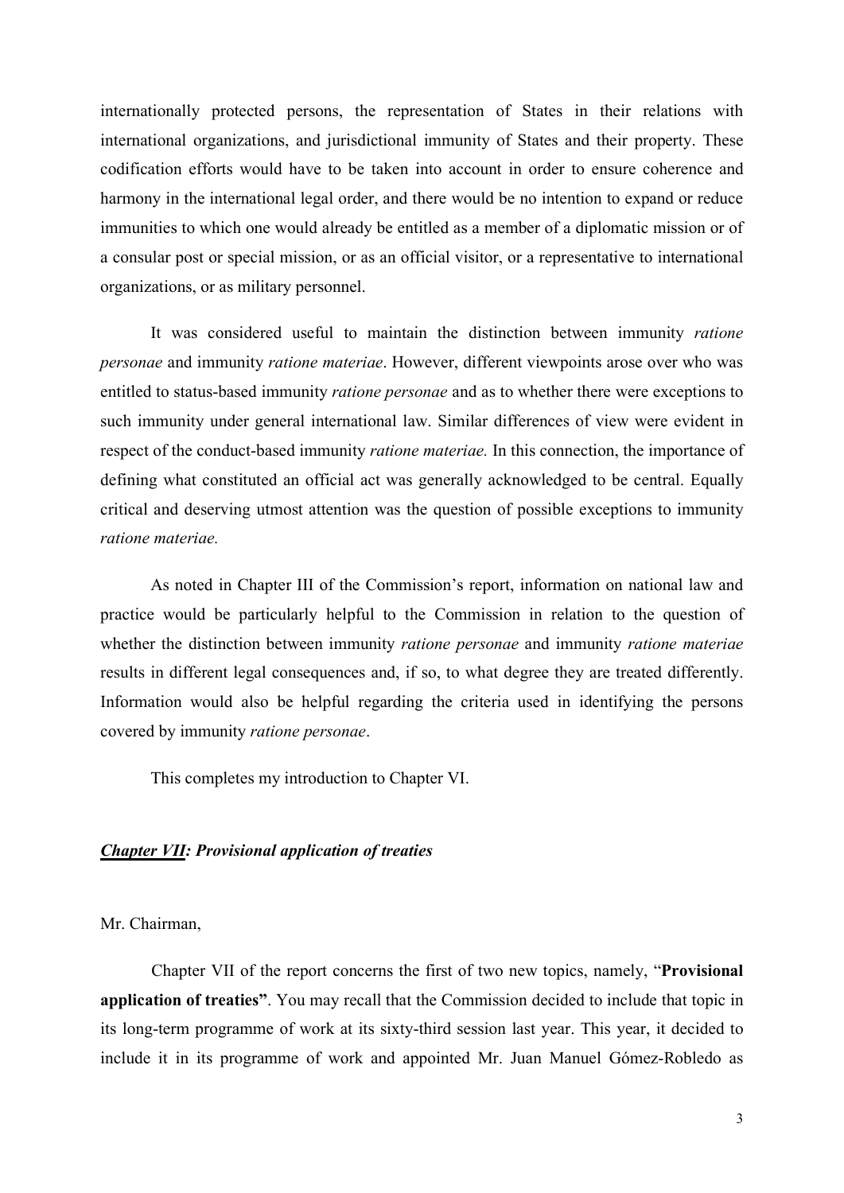internationally protected persons, the representation of States in their relations with international organizations, and jurisdictional immunity of States and their property. These codification efforts would have to be taken into account in order to ensure coherence and harmony in the international legal order, and there would be no intention to expand or reduce immunities to which one would already be entitled as a member of a diplomatic mission or of a consular post or special mission, or as an official visitor, or a representative to international organizations, or as military personnel.

It was considered useful to maintain the distinction between immunity *ratione personae* and immunity *ratione materiae*. However, different viewpoints arose over who was entitled to status-based immunity *ratione personae* and as to whether there were exceptions to such immunity under general international law. Similar differences of view were evident in respect of the conduct-based immunity *ratione materiae.* In this connection, the importance of defining what constituted an official act was generally acknowledged to be central. Equally critical and deserving utmost attention was the question of possible exceptions to immunity *ratione materiae.*

As noted in Chapter III of the Commission's report, information on national law and practice would be particularly helpful to the Commission in relation to the question of whether the distinction between immunity *ratione personae* and immunity *ratione materiae* results in different legal consequences and, if so, to what degree they are treated differently. Information would also be helpful regarding the criteria used in identifying the persons covered by immunity *ratione personae*.

This completes my introduction to Chapter VI.

### ***Chapter VII: Provisional application of treaties***

Mr. Chairman,

Chapter VII of the report concerns the first of two new topics, namely, "**Provisional application of treaties"**. You may recall that the Commission decided to include that topic in its long-term programme of work at its sixty-third session last year. This year, it decided to include it in its programme of work and appointed Mr. Juan Manuel Gómez-Robledo as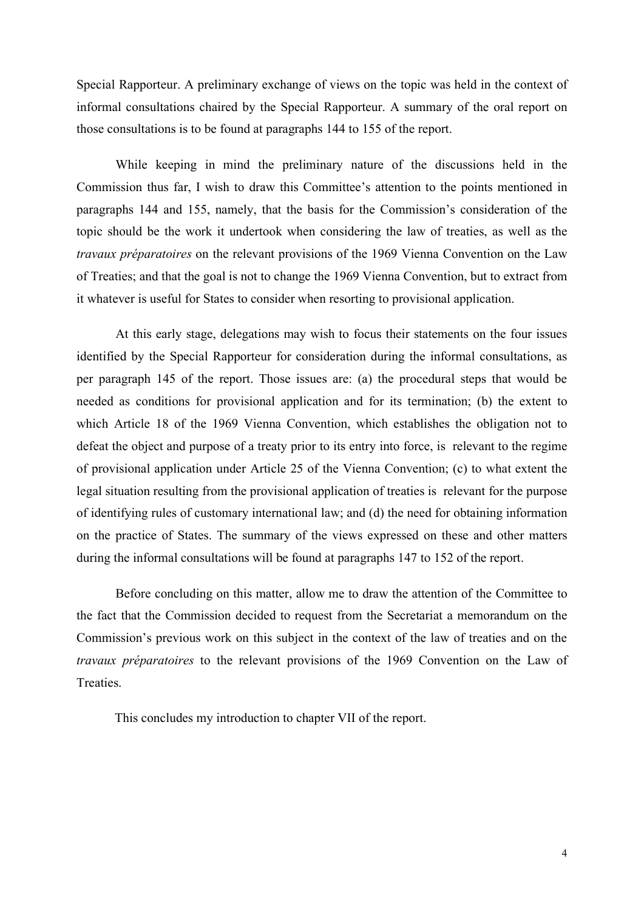Special Rapporteur. A preliminary exchange of views on the topic was held in the context of informal consultations chaired by the Special Rapporteur. A summary of the oral report on those consultations is to be found at paragraphs 144 to 155 of the report.

While keeping in mind the preliminary nature of the discussions held in the Commission thus far, I wish to draw this Committee's attention to the points mentioned in paragraphs 144 and 155, namely, that the basis for the Commission's consideration of the topic should be the work it undertook when considering the law of treaties, as well as the *travaux préparatoires* on the relevant provisions of the 1969 Vienna Convention on the Law of Treaties; and that the goal is not to change the 1969 Vienna Convention, but to extract from it whatever is useful for States to consider when resorting to provisional application.

At this early stage, delegations may wish to focus their statements on the four issues identified by the Special Rapporteur for consideration during the informal consultations, as per paragraph 145 of the report. Those issues are: (a) the procedural steps that would be needed as conditions for provisional application and for its termination; (b) the extent to which Article 18 of the 1969 Vienna Convention, which establishes the obligation not to defeat the object and purpose of a treaty prior to its entry into force, is relevant to the regime of provisional application under Article 25 of the Vienna Convention; (c) to what extent the legal situation resulting from the provisional application of treaties is relevant for the purpose of identifying rules of customary international law; and (d) the need for obtaining information on the practice of States. The summary of the views expressed on these and other matters during the informal consultations will be found at paragraphs 147 to 152 of the report.

Before concluding on this matter, allow me to draw the attention of the Committee to the fact that the Commission decided to request from the Secretariat a memorandum on the Commission's previous work on this subject in the context of the law of treaties and on the *travaux préparatoires* to the relevant provisions of the 1969 Convention on the Law of Treaties.

This concludes my introduction to chapter VII of the report.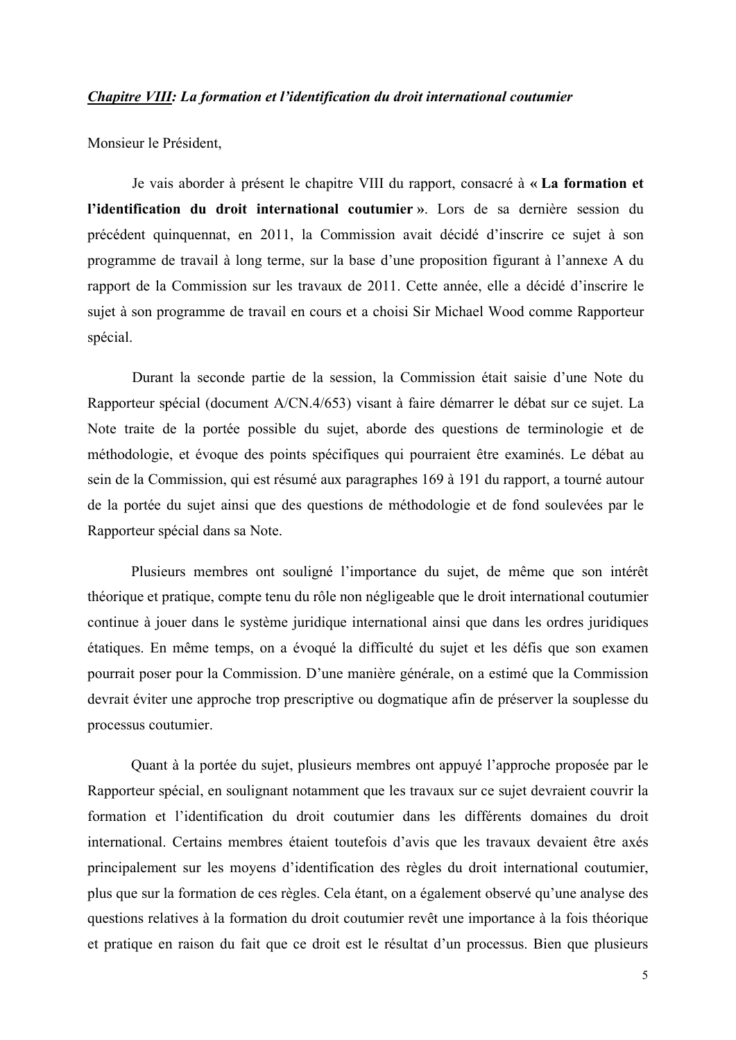***<u>Chapitre VIII</u>: La formation et l'identification du droit international coutumier***

Monsieur le Président,

Je vais aborder à présent le chapitre VIII du rapport, consacré à **« La formation et l'identification du droit international coutumier »**. Lors de sa dernière session du précédent quinquennat, en 2011, la Commission avait décidé d'inscrire ce sujet à son programme de travail à long terme, sur la base d'une proposition figurant à l'annexe A du rapport de la Commission sur les travaux de 2011. Cette année, elle a décidé d'inscrire le sujet à son programme de travail en cours et a choisi Sir Michael Wood comme Rapporteur spécial.

Durant la seconde partie de la session, la Commission était saisie d'une Note du Rapporteur spécial (document A/CN.4/653) visant à faire démarrer le débat sur ce sujet. La Note traite de la portée possible du sujet, aborde des questions de terminologie et de méthodologie, et évoque des points spécifiques qui pourraient être examinés. Le débat au sein de la Commission, qui est résumé aux paragraphes 169 à 191 du rapport, a tourné autour de la portée du sujet ainsi que des questions de méthodologie et de fond soulevées par le Rapporteur spécial dans sa Note.

Plusieurs membres ont souligné l'importance du sujet, de même que son intérêt théorique et pratique, compte tenu du rôle non négligeable que le droit international coutumier continue à jouer dans le système juridique international ainsi que dans les ordres juridiques étatiques. En même temps, on a évoqué la difficulté du sujet et les défis que son examen pourrait poser pour la Commission. D'une manière générale, on a estimé que la Commission devrait éviter une approche trop prescriptive ou dogmatique afin de préserver la souplesse du processus coutumier.

Quant à la portée du sujet, plusieurs membres ont appuyé l'approche proposée par le Rapporteur spécial, en soulignant notamment que les travaux sur ce sujet devraient couvrir la formation et l'identification du droit coutumier dans les différents domaines du droit international. Certains membres étaient toutefois d'avis que les travaux devaient être axés principalement sur les moyens d'identification des règles du droit international coutumier, plus que sur la formation de ces règles. Cela étant, on a également observé qu'une analyse des questions relatives à la formation du droit coutumier revêt une importance à la fois théorique et pratique en raison du fait que ce droit est le résultat d'un processus. Bien que plusieurs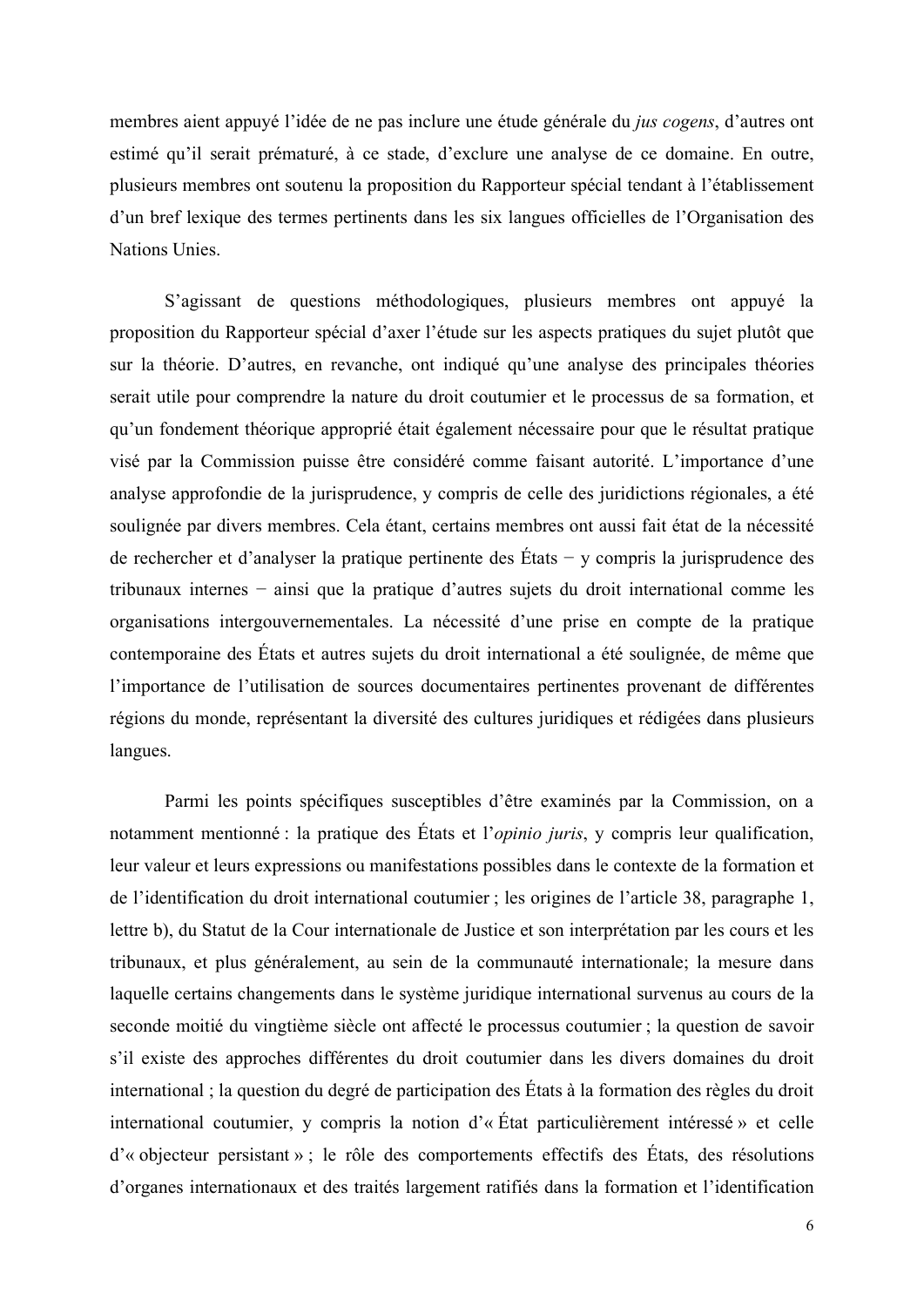membres aient appuyé l'idée de ne pas inclure une étude générale du *jus cogens*, d'autres ont estimé qu'il serait prématuré, à ce stade, d'exclure une analyse de ce domaine. En outre, plusieurs membres ont soutenu la proposition du Rapporteur spécial tendant à l'établissement d'un bref lexique des termes pertinents dans les six langues officielles de l'Organisation des Nations Unies.

S'agissant de questions méthodologiques, plusieurs membres ont appuyé la proposition du Rapporteur spécial d'axer l'étude sur les aspects pratiques du sujet plutôt que sur la théorie. D'autres, en revanche, ont indiqué qu'une analyse des principales théories serait utile pour comprendre la nature du droit coutumier et le processus de sa formation, et qu'un fondement théorique approprié était également nécessaire pour que le résultat pratique visé par la Commission puisse être considéré comme faisant autorité. L'importance d'une analyse approfondie de la jurisprudence, y compris de celle des juridictions régionales, a été soulignée par divers membres. Cela étant, certains membres ont aussi fait état de la nécessité de rechercher et d'analyser la pratique pertinente des États − y compris la jurisprudence des tribunaux internes − ainsi que la pratique d'autres sujets du droit international comme les organisations intergouvernementales. La nécessité d'une prise en compte de la pratique contemporaine des États et autres sujets du droit international a été soulignée, de même que l'importance de l'utilisation de sources documentaires pertinentes provenant de différentes régions du monde, représentant la diversité des cultures juridiques et rédigées dans plusieurs langues.

Parmi les points spécifiques susceptibles d'être examinés par la Commission, on a notamment mentionné : la pratique des États et l'*opinio juris*, y compris leur qualification, leur valeur et leurs expressions ou manifestations possibles dans le contexte de la formation et de l'identification du droit international coutumier ; les origines de l'article 38, paragraphe 1, lettre b), du Statut de la Cour internationale de Justice et son interprétation par les cours et les tribunaux, et plus généralement, au sein de la communauté internationale; la mesure dans laquelle certains changements dans le système juridique international survenus au cours de la seconde moitié du vingtième siècle ont affecté le processus coutumier ; la question de savoir s'il existe des approches différentes du droit coutumier dans les divers domaines du droit international ; la question du degré de participation des États à la formation des règles du droit international coutumier, y compris la notion d'« État particulièrement intéressé » et celle d'« objecteur persistant » ; le rôle des comportements effectifs des États, des résolutions d'organes internationaux et des traités largement ratifiés dans la formation et l'identification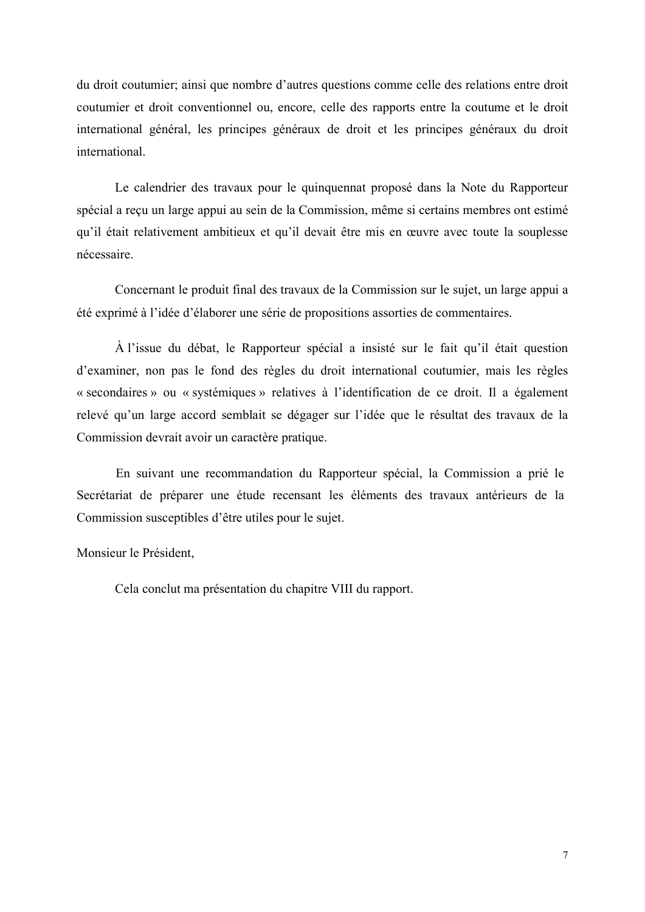du droit coutumier; ainsi que nombre d'autres questions comme celle des relations entre droit coutumier et droit conventionnel ou, encore, celle des rapports entre la coutume et le droit international général, les principes généraux de droit et les principes généraux du droit international.

Le calendrier des travaux pour le quinquennat proposé dans la Note du Rapporteur spécial a reçu un large appui au sein de la Commission, même si certains membres ont estimé qu'il était relativement ambitieux et qu'il devait être mis en œuvre avec toute la souplesse nécessaire.

Concernant le produit final des travaux de la Commission sur le sujet, un large appui a été exprimé à l'idée d'élaborer une série de propositions assorties de commentaires.

À l'issue du débat, le Rapporteur spécial a insisté sur le fait qu'il était question d'examiner, non pas le fond des règles du droit international coutumier, mais les règles « secondaires » ou « systémiques » relatives à l'identification de ce droit. Il a également relevé qu'un large accord semblait se dégager sur l'idée que le résultat des travaux de la Commission devrait avoir un caractère pratique.

En suivant une recommandation du Rapporteur spécial, la Commission a prié le Secrétariat de préparer une étude recensant les éléments des travaux antérieurs de la Commission susceptibles d'être utiles pour le sujet.

Monsieur le Président,

Cela conclut ma présentation du chapitre VIII du rapport.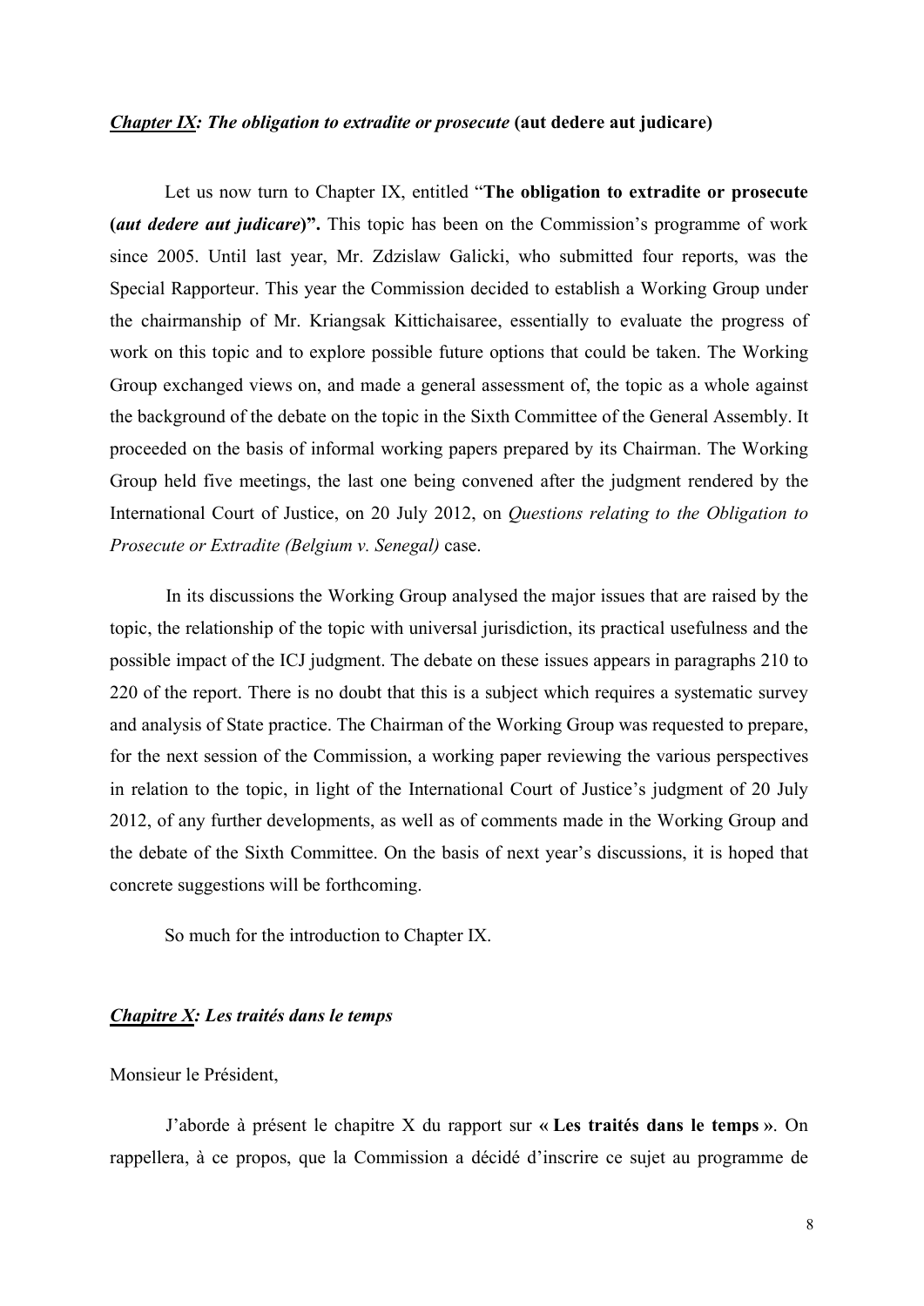### ***Chapter IX: The obligation to extradite or prosecute*** **(aut dedere aut judicare)**

Let us now turn to Chapter IX, entitled "**The obligation to extradite or prosecute (*aut dedere aut judicare*)".** This topic has been on the Commission's programme of work since 2005. Until last year, Mr. Zdzislaw Galicki, who submitted four reports, was the Special Rapporteur. This year the Commission decided to establish a Working Group under the chairmanship of Mr. Kriangsak Kittichaisaree, essentially to evaluate the progress of work on this topic and to explore possible future options that could be taken. The Working Group exchanged views on, and made a general assessment of, the topic as a whole against the background of the debate on the topic in the Sixth Committee of the General Assembly. It proceeded on the basis of informal working papers prepared by its Chairman. The Working Group held five meetings, the last one being convened after the judgment rendered by the International Court of Justice, on 20 July 2012, on *Questions relating to the Obligation to Prosecute or Extradite (Belgium v. Senegal)* case.

In its discussions the Working Group analysed the major issues that are raised by the topic, the relationship of the topic with universal jurisdiction, its practical usefulness and the possible impact of the ICJ judgment. The debate on these issues appears in paragraphs 210 to 220 of the report. There is no doubt that this is a subject which requires a systematic survey and analysis of State practice. The Chairman of the Working Group was requested to prepare, for the next session of the Commission, a working paper reviewing the various perspectives in relation to the topic, in light of the International Court of Justice's judgment of 20 July 2012, of any further developments, as well as of comments made in the Working Group and the debate of the Sixth Committee. On the basis of next year's discussions, it is hoped that concrete suggestions will be forthcoming.

So much for the introduction to Chapter IX.

### ***Chapitre X: Les traités dans le temps***

Monsieur le Président,

J'aborde à présent le chapitre X du rapport sur « **Les traités dans le temps** ». On rappellera, à ce propos, que la Commission a décidé d'inscrire ce sujet au programme de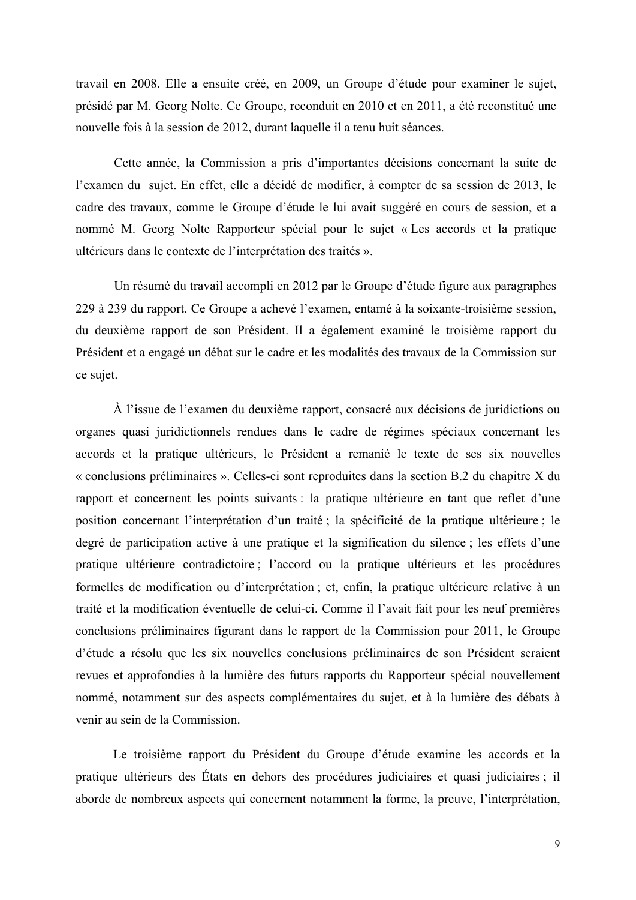travail en 2008. Elle a ensuite créé, en 2009, un Groupe d'étude pour examiner le sujet, présidé par M. Georg Nolte. Ce Groupe, reconduit en 2010 et en 2011, a été reconstitué une nouvelle fois à la session de 2012, durant laquelle il a tenu huit séances.

Cette année, la Commission a pris d'importantes décisions concernant la suite de l'examen du sujet. En effet, elle a décidé de modifier, à compter de sa session de 2013, le cadre des travaux, comme le Groupe d'étude le lui avait suggéré en cours de session, et a nommé M. Georg Nolte Rapporteur spécial pour le sujet « Les accords et la pratique ultérieurs dans le contexte de l'interprétation des traités ».

Un résumé du travail accompli en 2012 par le Groupe d'étude figure aux paragraphes 229 à 239 du rapport. Ce Groupe a achevé l'examen, entamé à la soixante-troisième session, du deuxième rapport de son Président. Il a également examiné le troisième rapport du Président et a engagé un débat sur le cadre et les modalités des travaux de la Commission sur ce sujet.

À l'issue de l'examen du deuxième rapport, consacré aux décisions de juridictions ou organes quasi juridictionnels rendues dans le cadre de régimes spéciaux concernant les accords et la pratique ultérieurs, le Président a remanié le texte de ses six nouvelles « conclusions préliminaires ». Celles-ci sont reproduites dans la section B.2 du chapitre X du rapport et concernent les points suivants : la pratique ultérieure en tant que reflet d'une position concernant l'interprétation d'un traité ; la spécificité de la pratique ultérieure ; le degré de participation active à une pratique et la signification du silence ; les effets d'une pratique ultérieure contradictoire ; l'accord ou la pratique ultérieurs et les procédures formelles de modification ou d'interprétation ; et, enfin, la pratique ultérieure relative à un traité et la modification éventuelle de celui-ci. Comme il l'avait fait pour les neuf premières conclusions préliminaires figurant dans le rapport de la Commission pour 2011, le Groupe d'étude a résolu que les six nouvelles conclusions préliminaires de son Président seraient revues et approfondies à la lumière des futurs rapports du Rapporteur spécial nouvellement nommé, notamment sur des aspects complémentaires du sujet, et à la lumière des débats à venir au sein de la Commission.

Le troisième rapport du Président du Groupe d'étude examine les accords et la pratique ultérieurs des États en dehors des procédures judiciaires et quasi judiciaires ; il aborde de nombreux aspects qui concernent notamment la forme, la preuve, l'interprétation,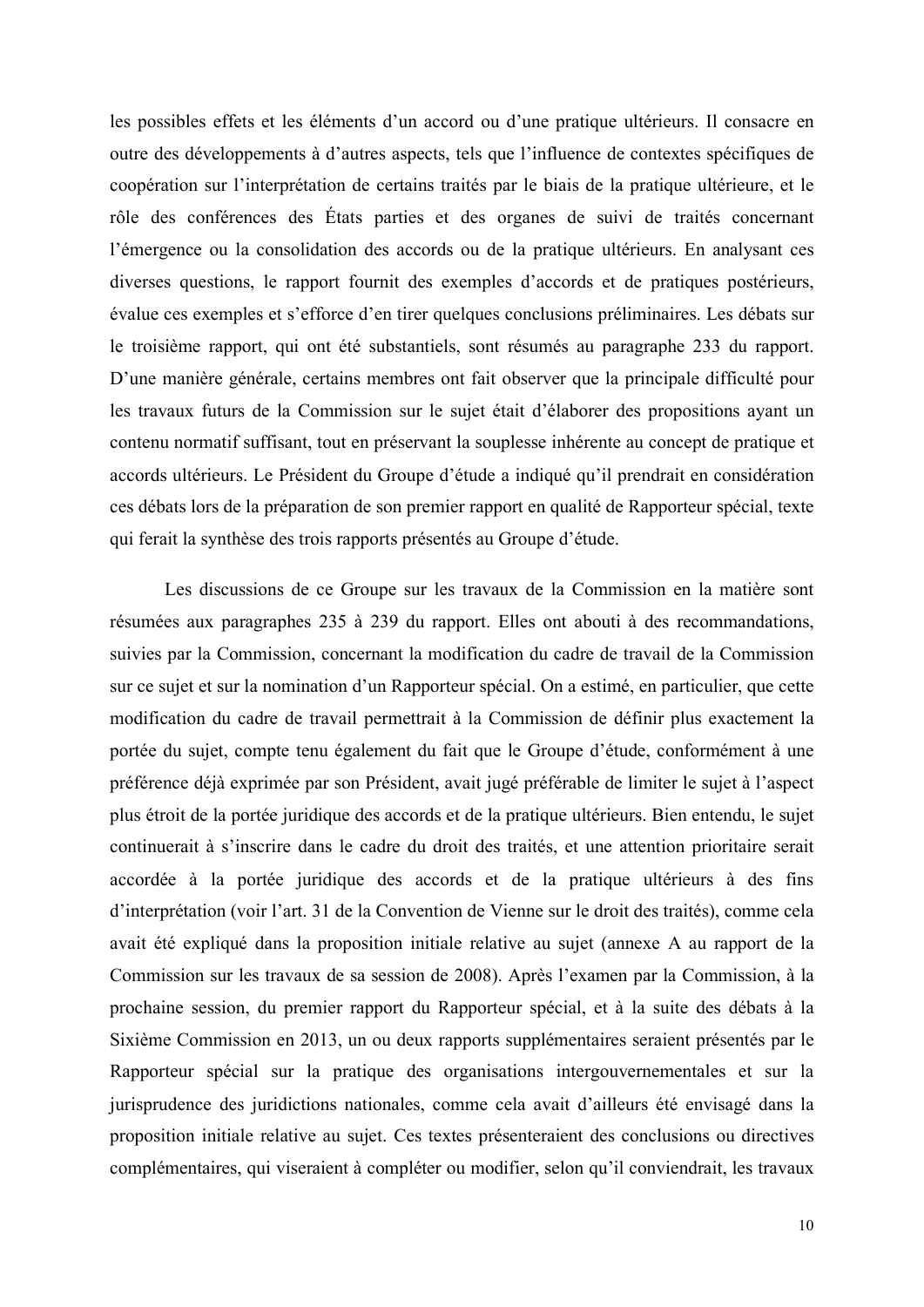les possibles effets et les éléments d'un accord ou d'une pratique ultérieurs. Il consacre en outre des développements à d'autres aspects, tels que l'influence de contextes spécifiques de coopération sur l'interprétation de certains traités par le biais de la pratique ultérieure, et le rôle des conférences des États parties et des organes de suivi de traités concernant l'émergence ou la consolidation des accords ou de la pratique ultérieurs. En analysant ces diverses questions, le rapport fournit des exemples d'accords et de pratiques postérieurs, évalue ces exemples et s'efforce d'en tirer quelques conclusions préliminaires. Les débats sur le troisième rapport, qui ont été substantiels, sont résumés au paragraphe 233 du rapport. D'une manière générale, certains membres ont fait observer que la principale difficulté pour les travaux futurs de la Commission sur le sujet était d'élaborer des propositions ayant un contenu normatif suffisant, tout en préservant la souplesse inhérente au concept de pratique et accords ultérieurs. Le Président du Groupe d'étude a indiqué qu'il prendrait en considération ces débats lors de la préparation de son premier rapport en qualité de Rapporteur spécial, texte qui ferait la synthèse des trois rapports présentés au Groupe d'étude.

Les discussions de ce Groupe sur les travaux de la Commission en la matière sont résumées aux paragraphes 235 à 239 du rapport. Elles ont abouti à des recommandations, suivies par la Commission, concernant la modification du cadre de travail de la Commission sur ce sujet et sur la nomination d'un Rapporteur spécial. On a estimé, en particulier, que cette modification du cadre de travail permettrait à la Commission de définir plus exactement la portée du sujet, compte tenu également du fait que le Groupe d'étude, conformément à une préférence déjà exprimée par son Président, avait jugé préférable de limiter le sujet à l'aspect plus étroit de la portée juridique des accords et de la pratique ultérieurs. Bien entendu, le sujet continuerait à s'inscrire dans le cadre du droit des traités, et une attention prioritaire serait accordée à la portée juridique des accords et de la pratique ultérieurs à des fins d'interprétation (voir l'art. 31 de la Convention de Vienne sur le droit des traités), comme cela avait été expliqué dans la proposition initiale relative au sujet (annexe A au rapport de la Commission sur les travaux de sa session de 2008). Après l'examen par la Commission, à la prochaine session, du premier rapport du Rapporteur spécial, et à la suite des débats à la Sixième Commission en 2013, un ou deux rapports supplémentaires seraient présentés par le Rapporteur spécial sur la pratique des organisations intergouvernementales et sur la jurisprudence des juridictions nationales, comme cela avait d'ailleurs été envisagé dans la proposition initiale relative au sujet. Ces textes présenteraient des conclusions ou directives complémentaires, qui viseraient à compléter ou modifier, selon qu'il conviendrait, les travaux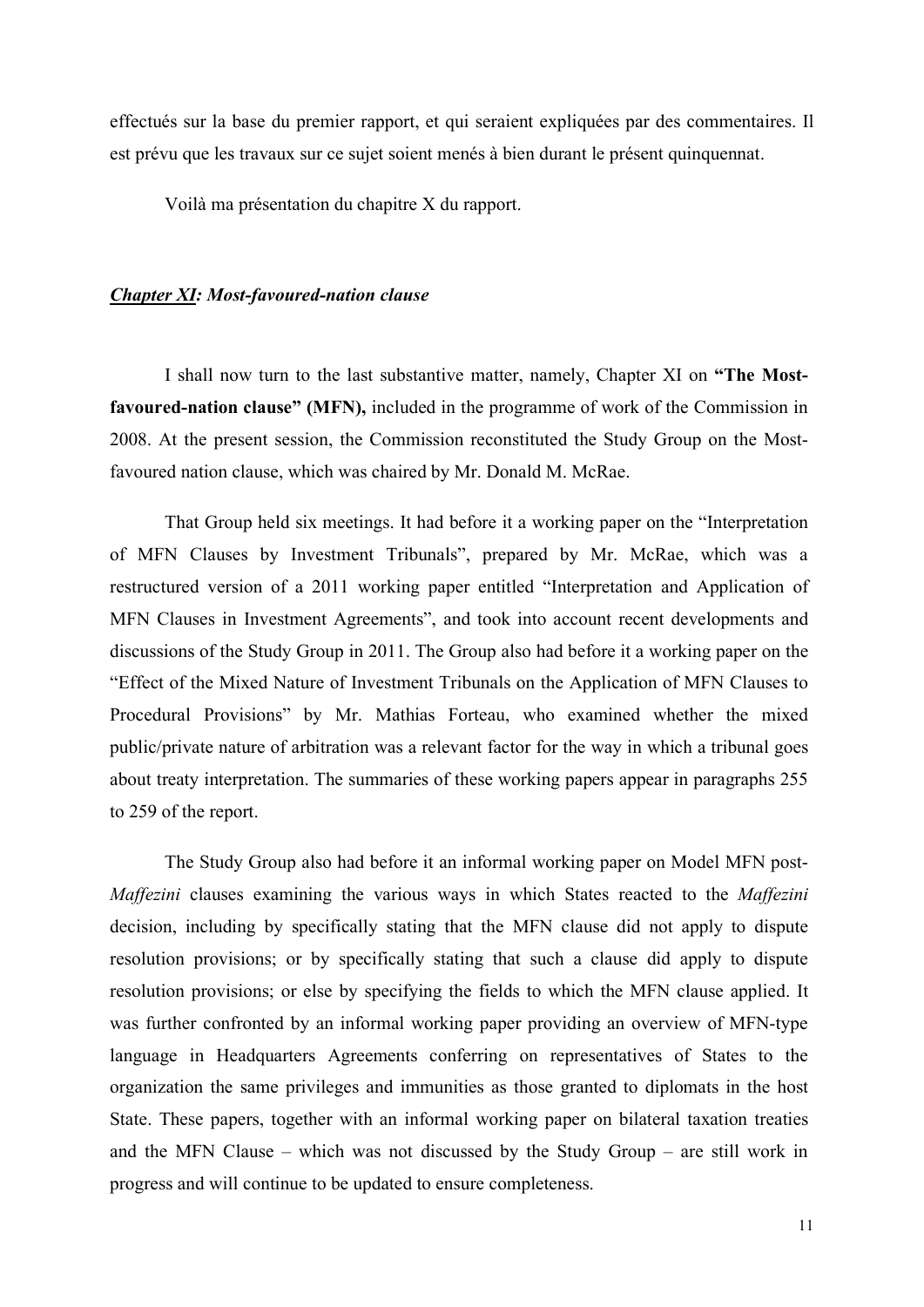effectués sur la base du premier rapport, et qui seraient expliquées par des commentaires. Il est prévu que les travaux sur ce sujet soient menés à bien durant le présent quinquennat.

Voilà ma présentation du chapitre X du rapport.

***<u>Chapter XI</u>: Most-favoured-nation clause***

I shall now turn to the last substantive matter, namely, Chapter XI on **"The Most-favoured-nation clause" (MFN),** included in the programme of work of the Commission in 2008. At the present session, the Commission reconstituted the Study Group on the Most-favoured nation clause, which was chaired by Mr. Donald M. McRae.

That Group held six meetings. It had before it a working paper on the "Interpretation of MFN Clauses by Investment Tribunals", prepared by Mr. McRae, which was a restructured version of a 2011 working paper entitled "Interpretation and Application of MFN Clauses in Investment Agreements", and took into account recent developments and discussions of the Study Group in 2011. The Group also had before it a working paper on the "Effect of the Mixed Nature of Investment Tribunals on the Application of MFN Clauses to Procedural Provisions" by Mr. Mathias Forteau, who examined whether the mixed public/private nature of arbitration was a relevant factor for the way in which a tribunal goes about treaty interpretation. The summaries of these working papers appear in paragraphs 255 to 259 of the report.

The Study Group also had before it an informal working paper on Model MFN post-*Maffezini* clauses examining the various ways in which States reacted to the *Maffezini* decision, including by specifically stating that the MFN clause did not apply to dispute resolution provisions; or by specifically stating that such a clause did apply to dispute resolution provisions; or else by specifying the fields to which the MFN clause applied. It was further confronted by an informal working paper providing an overview of MFN-type language in Headquarters Agreements conferring on representatives of States to the organization the same privileges and immunities as those granted to diplomats in the host State. These papers, together with an informal working paper on bilateral taxation treaties and the MFN Clause – which was not discussed by the Study Group – are still work in progress and will continue to be updated to ensure completeness.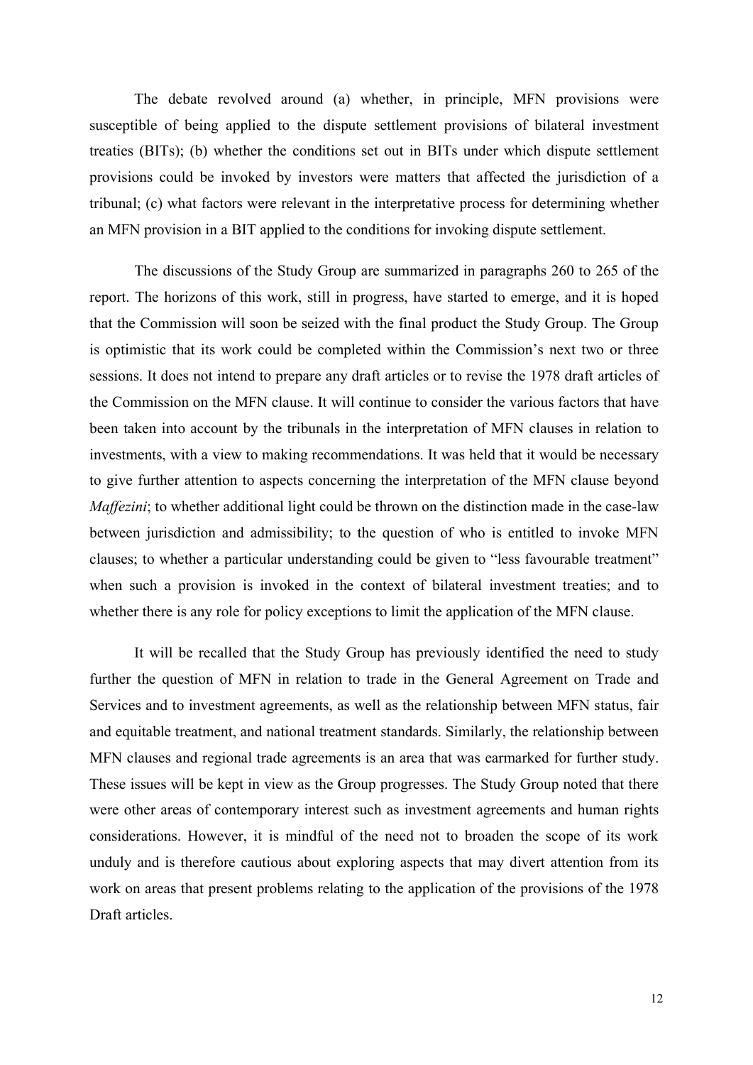The debate revolved around (a) whether, in principle, MFN provisions were susceptible of being applied to the dispute settlement provisions of bilateral investment treaties (BITs); (b) whether the conditions set out in BITs under which dispute settlement provisions could be invoked by investors were matters that affected the jurisdiction of a tribunal; (c) what factors were relevant in the interpretative process for determining whether an MFN provision in a BIT applied to the conditions for invoking dispute settlement.

The discussions of the Study Group are summarized in paragraphs 260 to 265 of the report. The horizons of this work, still in progress, have started to emerge, and it is hoped that the Commission will soon be seized with the final product the Study Group. The Group is optimistic that its work could be completed within the Commission's next two or three sessions. It does not intend to prepare any draft articles or to revise the 1978 draft articles of the Commission on the MFN clause. It will continue to consider the various factors that have been taken into account by the tribunals in the interpretation of MFN clauses in relation to investments, with a view to making recommendations. It was held that it would be necessary to give further attention to aspects concerning the interpretation of the MFN clause beyond *Maffezini*; to whether additional light could be thrown on the distinction made in the case-law between jurisdiction and admissibility; to the question of who is entitled to invoke MFN clauses; to whether a particular understanding could be given to "less favourable treatment" when such a provision is invoked in the context of bilateral investment treaties; and to whether there is any role for policy exceptions to limit the application of the MFN clause.

It will be recalled that the Study Group has previously identified the need to study further the question of MFN in relation to trade in the General Agreement on Trade and Services and to investment agreements, as well as the relationship between MFN status, fair and equitable treatment, and national treatment standards. Similarly, the relationship between MFN clauses and regional trade agreements is an area that was earmarked for further study. These issues will be kept in view as the Group progresses. The Study Group noted that there were other areas of contemporary interest such as investment agreements and human rights considerations. However, it is mindful of the need not to broaden the scope of its work unduly and is therefore cautious about exploring aspects that may divert attention from its work on areas that present problems relating to the application of the provisions of the 1978 Draft articles.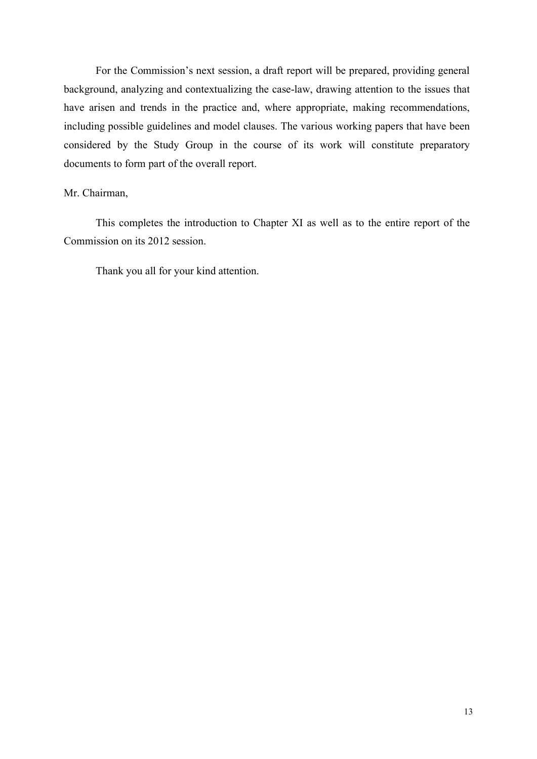For the Commission's next session, a draft report will be prepared, providing general background, analyzing and contextualizing the case-law, drawing attention to the issues that have arisen and trends in the practice and, where appropriate, making recommendations, including possible guidelines and model clauses. The various working papers that have been considered by the Study Group in the course of its work will constitute preparatory documents to form part of the overall report.

Mr. Chairman,

This completes the introduction to Chapter XI as well as to the entire report of the Commission on its 2012 session.

Thank you all for your kind attention.